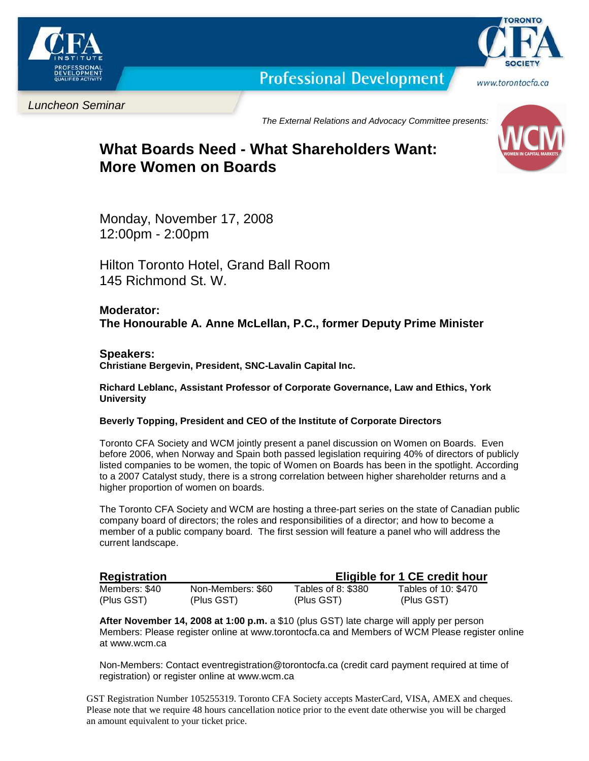CFA INSTITUTE PROFESSIONAL DEVELOPMENT QUALIFIED ACTIVITY

**Professional Development**

TORONTO CFA SOCIETY

www.torontocfa.ca

*Luncheon Seminar*

*The External Relations and Advocacy Committee presents:*

WCM WOMEN IN CAPITAL MARKETS

# What Boards Need - What Shareholders Want: More Women on Boards

Monday, November 17, 2008
12:00pm - 2:00pm

Hilton Toronto Hotel, Grand Ball Room
145 Richmond St. W.

**Moderator:**
**The Honourable A. Anne McLellan, P.C., former Deputy Prime Minister**

**Speakers:**

**Christiane Bergevin, President, SNC-Lavalin Capital Inc.**

**Richard Leblanc, Assistant Professor of Corporate Governance, Law and Ethics, York University**

**Beverly Topping, President and CEO of the Institute of Corporate Directors**

Toronto CFA Society and WCM jointly present a panel discussion on Women on Boards. Even before 2006, when Norway and Spain both passed legislation requiring 40% of directors of publicly listed companies to be women, the topic of Women on Boards has been in the spotlight. According to a 2007 Catalyst study, there is a strong correlation between higher shareholder returns and a higher proportion of women on boards.

The Toronto CFA Society and WCM are hosting a three-part series on the state of Canadian public company board of directors; the roles and responsibilities of a director; and how to become a member of a public company board. The first session will feature a panel who will address the current landscape.

**Registration** — **Eligible for 1 CE credit hour**

| Members: $40 | Non-Members: $60 | Tables of 8: $380 | Tables of 10: $470 |
|---|---|---|---|
| (Plus GST) | (Plus GST) | (Plus GST) | (Plus GST) |

**After November 14, 2008 at 1:00 p.m.** a $10 (plus GST) late charge will apply per person
Members: Please register online at www.torontocfa.ca and Members of WCM Please register online at www.wcm.ca

Non-Members: Contact eventregistration@torontocfa.ca (credit card payment required at time of registration) or register online at www.wcm.ca

GST Registration Number 105255319. Toronto CFA Society accepts MasterCard, VISA, AMEX and cheques. Please note that we require 48 hours cancellation notice prior to the event date otherwise you will be charged an amount equivalent to your ticket price.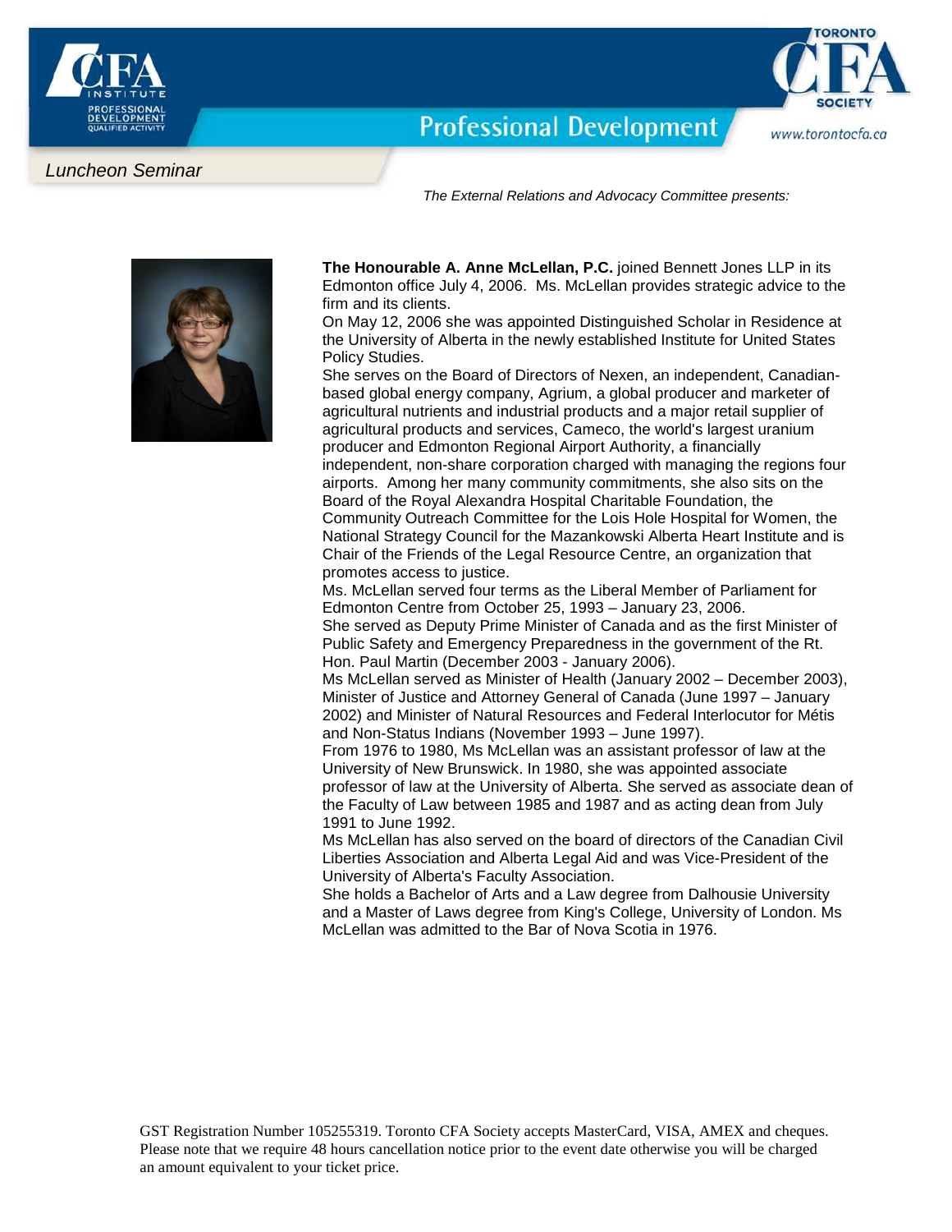*Luncheon Seminar*

*The External Relations and Advocacy Committee presents:*

**The Honourable A. Anne McLellan, P.C.** joined Bennett Jones LLP in its Edmonton office July 4, 2006. Ms. McLellan provides strategic advice to the firm and its clients.

On May 12, 2006 she was appointed Distinguished Scholar in Residence at the University of Alberta in the newly established Institute for United States Policy Studies.

She serves on the Board of Directors of Nexen, an independent, Canadian-based global energy company, Agrium, a global producer and marketer of agricultural nutrients and industrial products and a major retail supplier of agricultural products and services, Cameco, the world's largest uranium producer and Edmonton Regional Airport Authority, a financially independent, non-share corporation charged with managing the regions four airports. Among her many community commitments, she also sits on the Board of the Royal Alexandra Hospital Charitable Foundation, the Community Outreach Committee for the Lois Hole Hospital for Women, the National Strategy Council for the Mazankowski Alberta Heart Institute and is Chair of the Friends of the Legal Resource Centre, an organization that promotes access to justice.

Ms. McLellan served four terms as the Liberal Member of Parliament for Edmonton Centre from October 25, 1993 – January 23, 2006.

She served as Deputy Prime Minister of Canada and as the first Minister of Public Safety and Emergency Preparedness in the government of the Rt. Hon. Paul Martin (December 2003 - January 2006).

Ms McLellan served as Minister of Health (January 2002 – December 2003), Minister of Justice and Attorney General of Canada (June 1997 – January 2002) and Minister of Natural Resources and Federal Interlocutor for Métis and Non-Status Indians (November 1993 – June 1997).

From 1976 to 1980, Ms McLellan was an assistant professor of law at the University of New Brunswick. In 1980, she was appointed associate professor of law at the University of Alberta. She served as associate dean of the Faculty of Law between 1985 and 1987 and as acting dean from July 1991 to June 1992.

Ms McLellan has also served on the board of directors of the Canadian Civil Liberties Association and Alberta Legal Aid and was Vice-President of the University of Alberta's Faculty Association.

She holds a Bachelor of Arts and a Law degree from Dalhousie University and a Master of Laws degree from King's College, University of London. Ms McLellan was admitted to the Bar of Nova Scotia in 1976.

GST Registration Number 105255319. Toronto CFA Society accepts MasterCard, VISA, AMEX and cheques. Please note that we require 48 hours cancellation notice prior to the event date otherwise you will be charged an amount equivalent to your ticket price.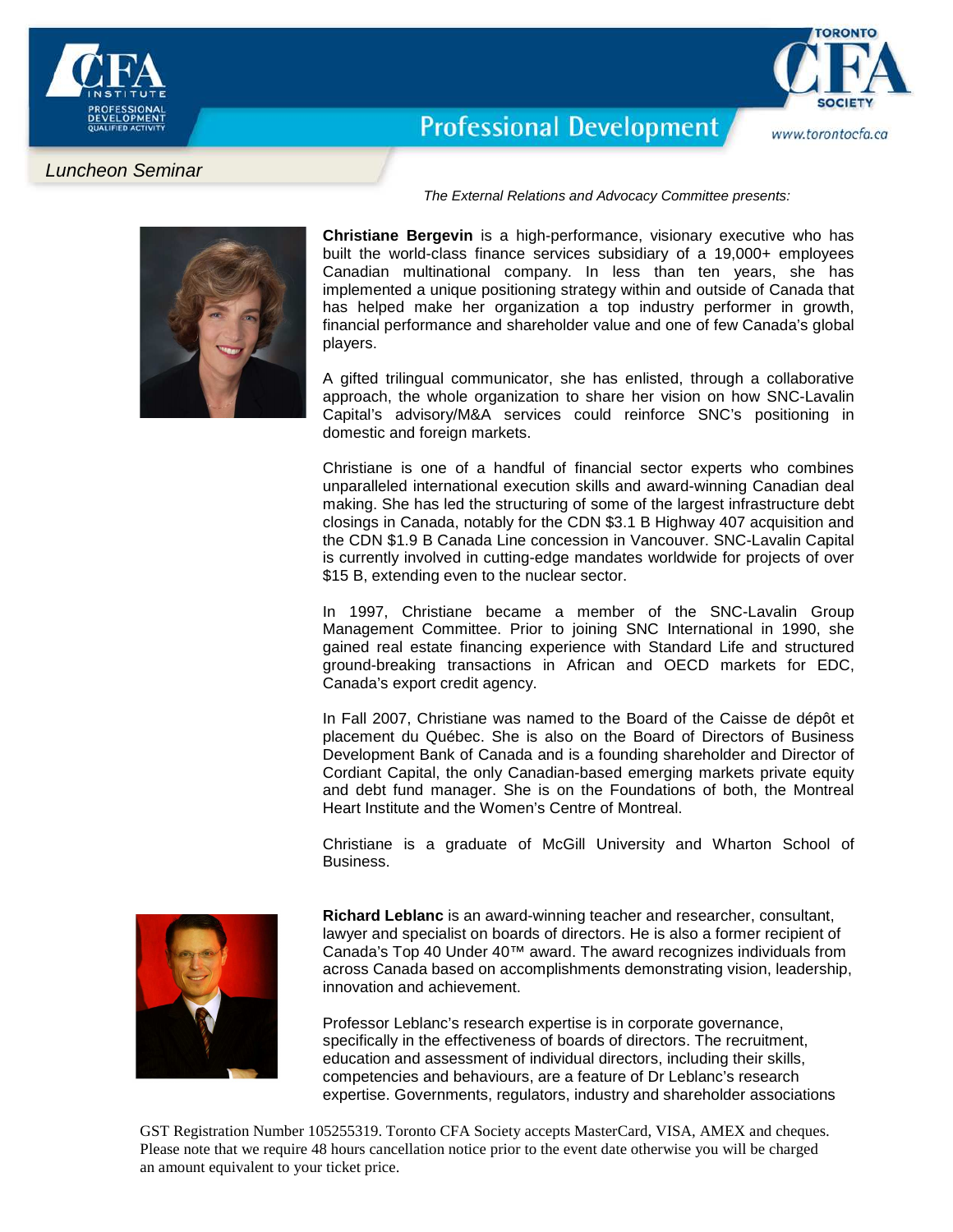*Luncheon Seminar*

*The External Relations and Advocacy Committee presents:*

**Christiane Bergevin** is a high-performance, visionary executive who has built the world-class finance services subsidiary of a 19,000+ employees Canadian multinational company. In less than ten years, she has implemented a unique positioning strategy within and outside of Canada that has helped make her organization a top industry performer in growth, financial performance and shareholder value and one of few Canada's global players.

A gifted trilingual communicator, she has enlisted, through a collaborative approach, the whole organization to share her vision on how SNC-Lavalin Capital's advisory/M&A services could reinforce SNC's positioning in domestic and foreign markets.

Christiane is one of a handful of financial sector experts who combines unparalleled international execution skills and award-winning Canadian deal making. She has led the structuring of some of the largest infrastructure debt closings in Canada, notably for the CDN $3.1 B Highway 407 acquisition and the CDN $1.9 B Canada Line concession in Vancouver. SNC-Lavalin Capital is currently involved in cutting-edge mandates worldwide for projects of over $15 B, extending even to the nuclear sector.

In 1997, Christiane became a member of the SNC-Lavalin Group Management Committee. Prior to joining SNC International in 1990, she gained real estate financing experience with Standard Life and structured ground-breaking transactions in African and OECD markets for EDC, Canada's export credit agency.

In Fall 2007, Christiane was named to the Board of the Caisse de dépôt et placement du Québec. She is also on the Board of Directors of Business Development Bank of Canada and is a founding shareholder and Director of Cordiant Capital, the only Canadian-based emerging markets private equity and debt fund manager. She is on the Foundations of both, the Montreal Heart Institute and the Women's Centre of Montreal.

Christiane is a graduate of McGill University and Wharton School of Business.

**Richard Leblanc** is an award-winning teacher and researcher, consultant, lawyer and specialist on boards of directors. He is also a former recipient of Canada's Top 40 Under 40™ award. The award recognizes individuals from across Canada based on accomplishments demonstrating vision, leadership, innovation and achievement.

Professor Leblanc's research expertise is in corporate governance, specifically in the effectiveness of boards of directors. The recruitment, education and assessment of individual directors, including their skills, competencies and behaviours, are a feature of Dr Leblanc's research expertise. Governments, regulators, industry and shareholder associations

GST Registration Number 105255319. Toronto CFA Society accepts MasterCard, VISA, AMEX and cheques. Please note that we require 48 hours cancellation notice prior to the event date otherwise you will be charged an amount equivalent to your ticket price.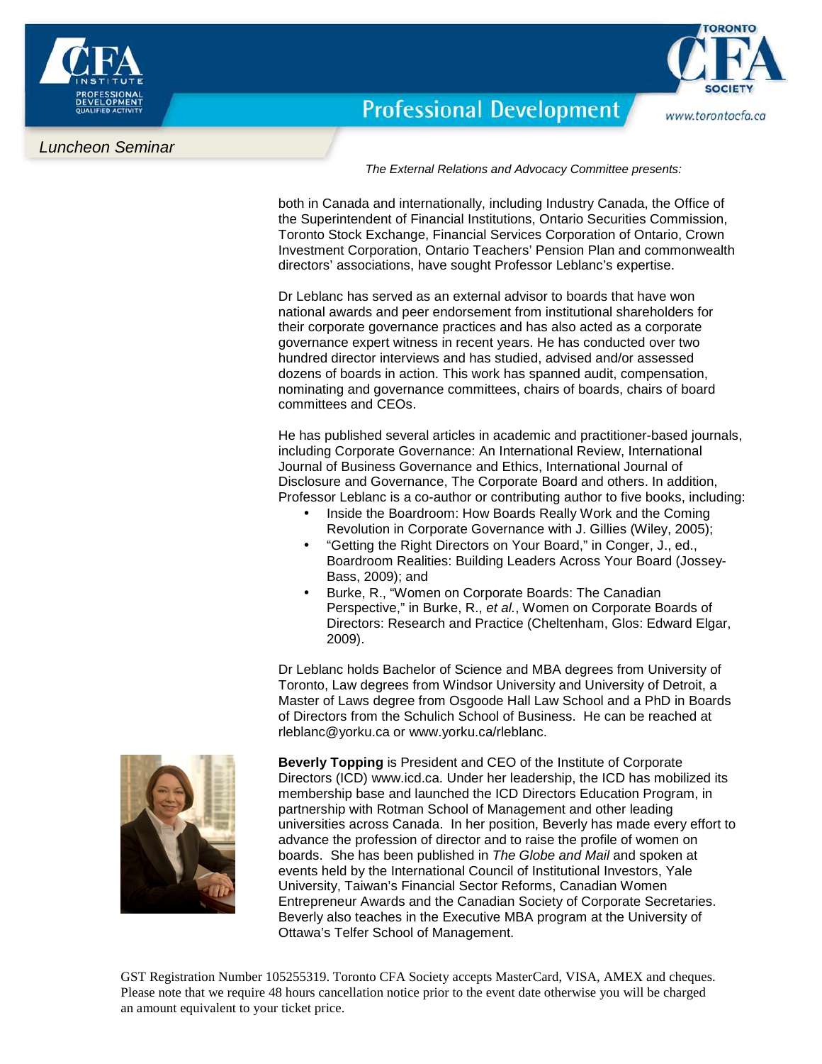*Luncheon Seminar*

*The External Relations and Advocacy Committee presents:*

both in Canada and internationally, including Industry Canada, the Office of the Superintendent of Financial Institutions, Ontario Securities Commission, Toronto Stock Exchange, Financial Services Corporation of Ontario, Crown Investment Corporation, Ontario Teachers' Pension Plan and commonwealth directors' associations, have sought Professor Leblanc's expertise.

Dr Leblanc has served as an external advisor to boards that have won national awards and peer endorsement from institutional shareholders for their corporate governance practices and has also acted as a corporate governance expert witness in recent years. He has conducted over two hundred director interviews and has studied, advised and/or assessed dozens of boards in action. This work has spanned audit, compensation, nominating and governance committees, chairs of boards, chairs of board committees and CEOs.

He has published several articles in academic and practitioner-based journals, including Corporate Governance: An International Review, International Journal of Business Governance and Ethics, International Journal of Disclosure and Governance, The Corporate Board and others. In addition, Professor Leblanc is a co-author or contributing author to five books, including:

- Inside the Boardroom: How Boards Really Work and the Coming Revolution in Corporate Governance with J. Gillies (Wiley, 2005);
- "Getting the Right Directors on Your Board," in Conger, J., ed., Boardroom Realities: Building Leaders Across Your Board (Jossey-Bass, 2009); and
- Burke, R., "Women on Corporate Boards: The Canadian Perspective," in Burke, R., *et al.*, Women on Corporate Boards of Directors: Research and Practice (Cheltenham, Glos: Edward Elgar, 2009).

Dr Leblanc holds Bachelor of Science and MBA degrees from University of Toronto, Law degrees from Windsor University and University of Detroit, a Master of Laws degree from Osgoode Hall Law School and a PhD in Boards of Directors from the Schulich School of Business. He can be reached at rleblanc@yorku.ca or www.yorku.ca/rleblanc.

**Beverly Topping** is President and CEO of the Institute of Corporate Directors (ICD) www.icd.ca. Under her leadership, the ICD has mobilized its membership base and launched the ICD Directors Education Program, in partnership with Rotman School of Management and other leading universities across Canada. In her position, Beverly has made every effort to advance the profession of director and to raise the profile of women on boards. She has been published in *The Globe and Mail* and spoken at events held by the International Council of Institutional Investors, Yale University, Taiwan's Financial Sector Reforms, Canadian Women Entrepreneur Awards and the Canadian Society of Corporate Secretaries. Beverly also teaches in the Executive MBA program at the University of Ottawa's Telfer School of Management.

GST Registration Number 105255319. Toronto CFA Society accepts MasterCard, VISA, AMEX and cheques. Please note that we require 48 hours cancellation notice prior to the event date otherwise you will be charged an amount equivalent to your ticket price.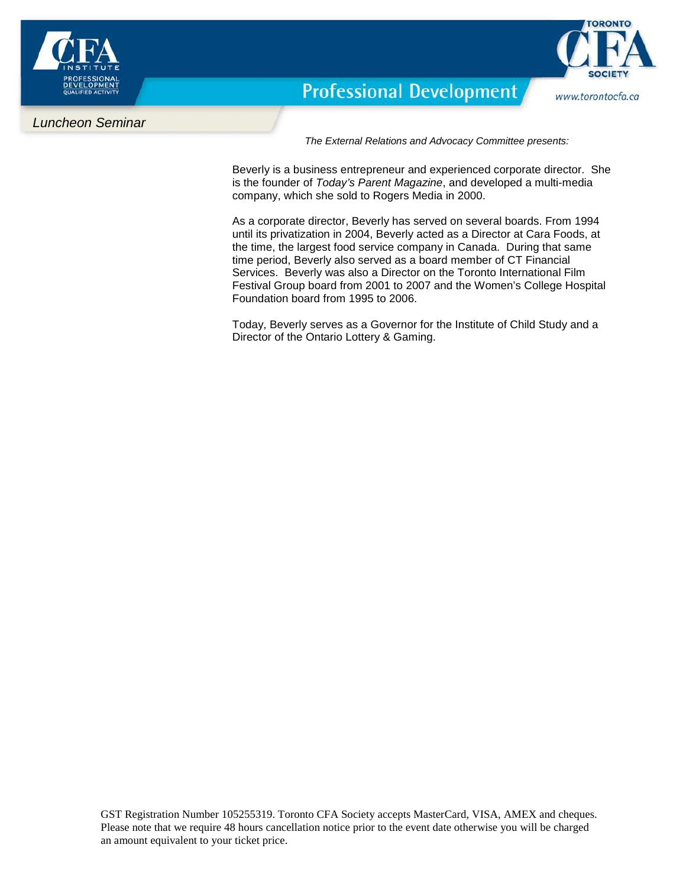Professional Development

www.torontocfa.ca

*Luncheon Seminar*

*The External Relations and Advocacy Committee presents:*

Beverly is a business entrepreneur and experienced corporate director. She is the founder of *Today's Parent Magazine*, and developed a multi-media company, which she sold to Rogers Media in 2000.

As a corporate director, Beverly has served on several boards. From 1994 until its privatization in 2004, Beverly acted as a Director at Cara Foods, at the time, the largest food service company in Canada. During that same time period, Beverly also served as a board member of CT Financial Services. Beverly was also a Director on the Toronto International Film Festival Group board from 2001 to 2007 and the Women's College Hospital Foundation board from 1995 to 2006.

Today, Beverly serves as a Governor for the Institute of Child Study and a Director of the Ontario Lottery & Gaming.

GST Registration Number 105255319. Toronto CFA Society accepts MasterCard, VISA, AMEX and cheques. Please note that we require 48 hours cancellation notice prior to the event date otherwise you will be charged an amount equivalent to your ticket price.